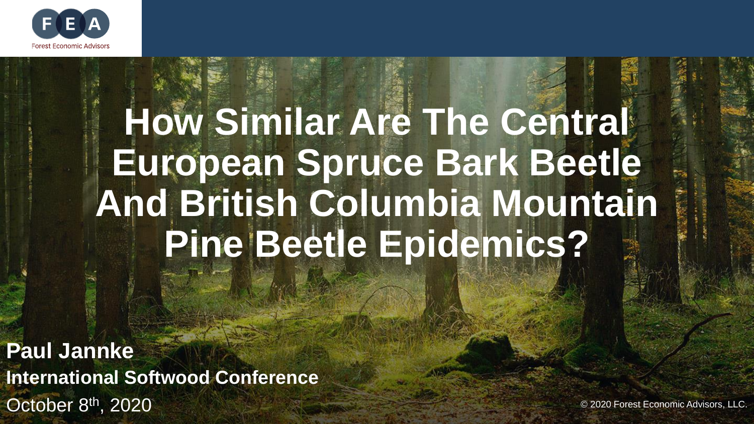Forest Economic Advisors

# How Similar Are The Central European Spruce Bark Beetle And British Columbia Mountain Pine Beetle Epidemics?

**Paul Jannke**

**International Softwood Conference**

October 8th, 2020

© 2020 Forest Economic Advisors, LLC.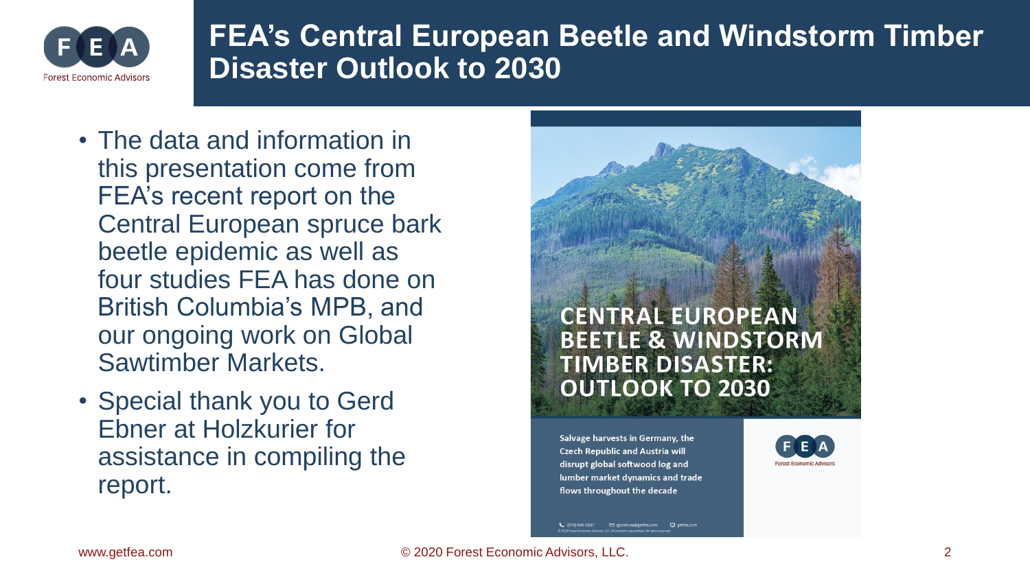# FEA's Central European Beetle and Windstorm Timber Disaster Outlook to 2030

- The data and information in this presentation come from FEA's recent report on the Central European spruce bark beetle epidemic as well as four studies FEA has done on British Columbia's MPB, and our ongoing work on Global Sawtimber Markets.
- Special thank you to Gerd Ebner at Holzkurier for assistance in compiling the report.

CENTRAL EUROPEAN BEETLE & WINDSTORM TIMBER DISASTER: OUTLOOK TO 2030

Salvage harvests in Germany, the Czech Republic and Austria will disrupt global softwood log and lumber market dynamics and trade flows throughout the decade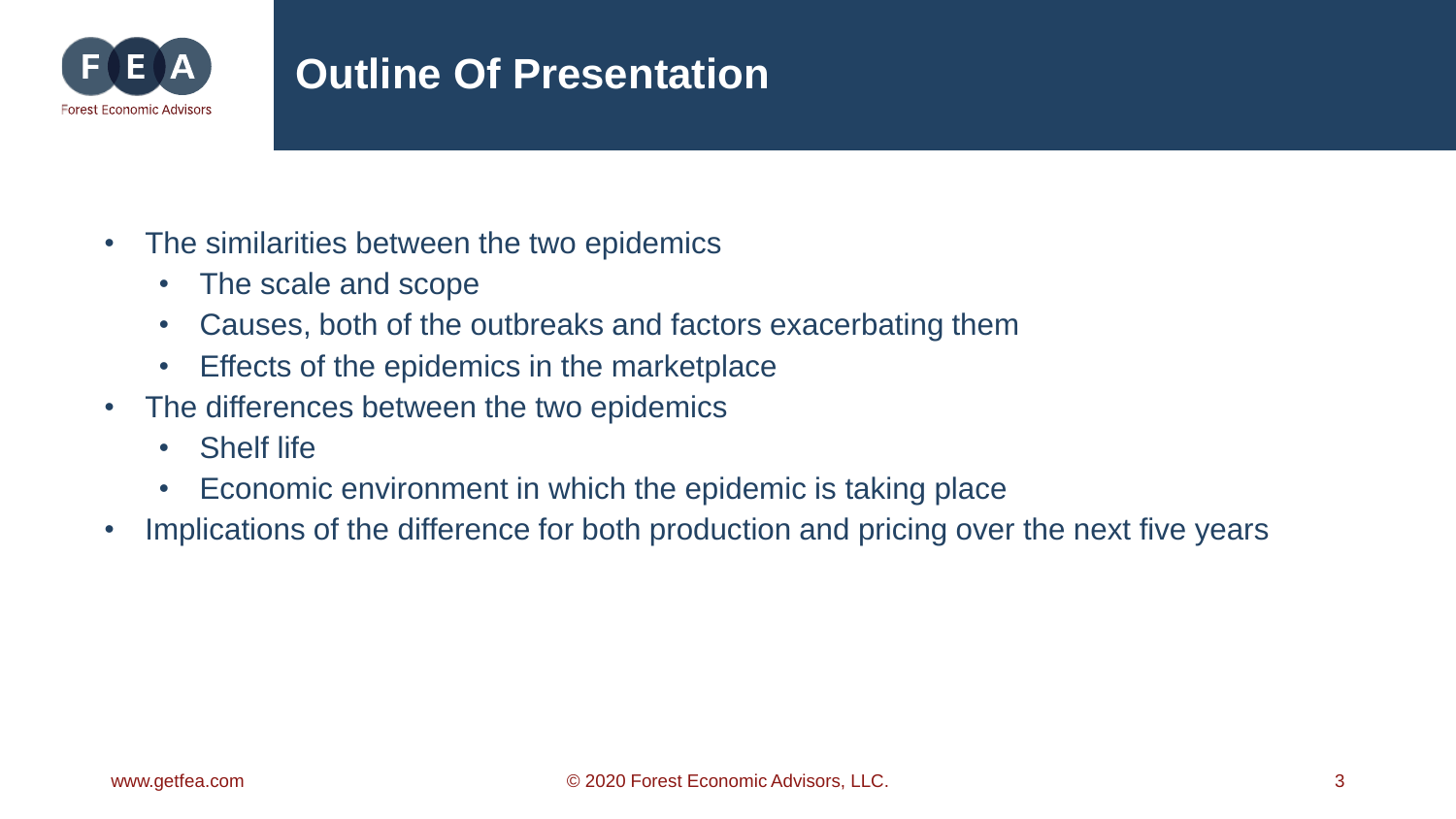# Outline Of Presentation

- The similarities between the two epidemics
  - The scale and scope
  - Causes, both of the outbreaks and factors exacerbating them
  - Effects of the epidemics in the marketplace
- The differences between the two epidemics
  - Shelf life
  - Economic environment in which the epidemic is taking place
- Implications of the difference for both production and pricing over the next five years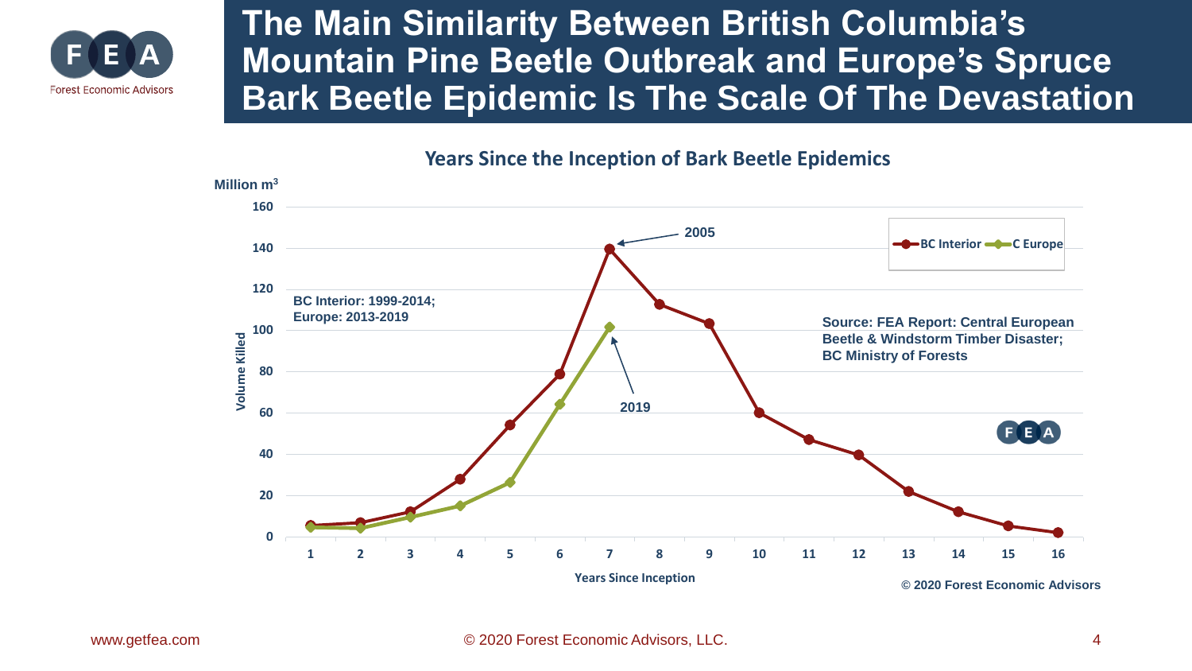# The Main Similarity Between British Columbia's Mountain Pine Beetle Outbreak and Europe's Spruce Bark Beetle Epidemic Is The Scale Of The Devastation

**Years Since the Inception of Bark Beetle Epidemics**

Million $m^3$

Volume Killed

160
140
120
100
80
60
40
20
0

1 2 3 4 5 6 7 8 9 10 11 12 13 14 15 16

Years Since Inception

BC Interior
C Europe

2005

2019

BC Interior: 1999-2014;
Europe: 2013-2019

Source: FEA Report: Central European Beetle & Windstorm Timber Disaster; BC Ministry of Forests

© 2020 Forest Economic Advisors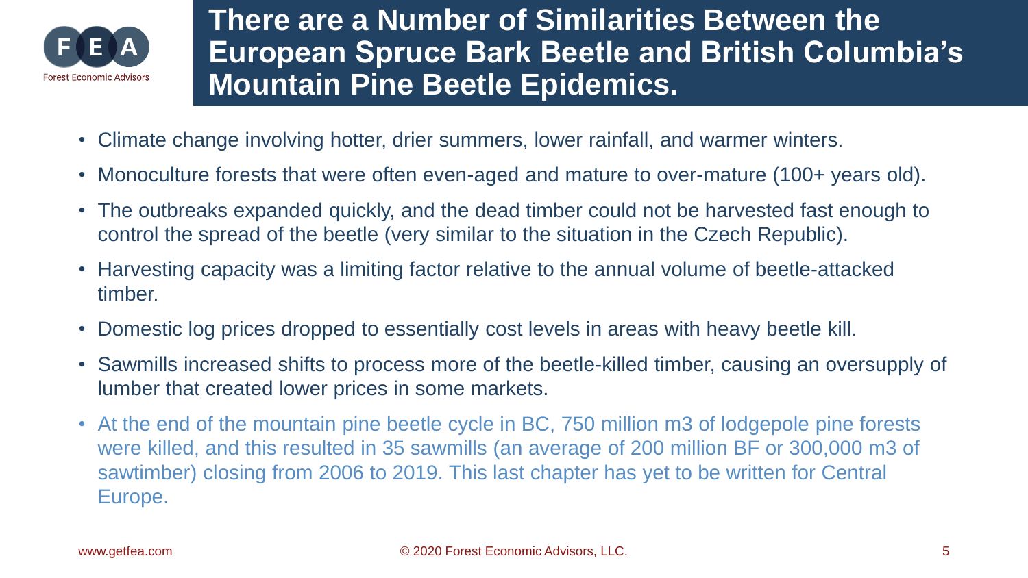# There are a Number of Similarities Between the European Spruce Bark Beetle and British Columbia's Mountain Pine Beetle Epidemics.

- Climate change involving hotter, drier summers, lower rainfall, and warmer winters.
- Monoculture forests that were often even-aged and mature to over-mature (100+ years old).
- The outbreaks expanded quickly, and the dead timber could not be harvested fast enough to control the spread of the beetle (very similar to the situation in the Czech Republic).
- Harvesting capacity was a limiting factor relative to the annual volume of beetle-attacked timber.
- Domestic log prices dropped to essentially cost levels in areas with heavy beetle kill.
- Sawmills increased shifts to process more of the beetle-killed timber, causing an oversupply of lumber that created lower prices in some markets.
- At the end of the mountain pine beetle cycle in BC, 750 million m3 of lodgepole pine forests were killed, and this resulted in 35 sawmills (an average of 200 million BF or 300,000 m3 of sawtimber) closing from 2006 to 2019. This last chapter has yet to be written for Central Europe.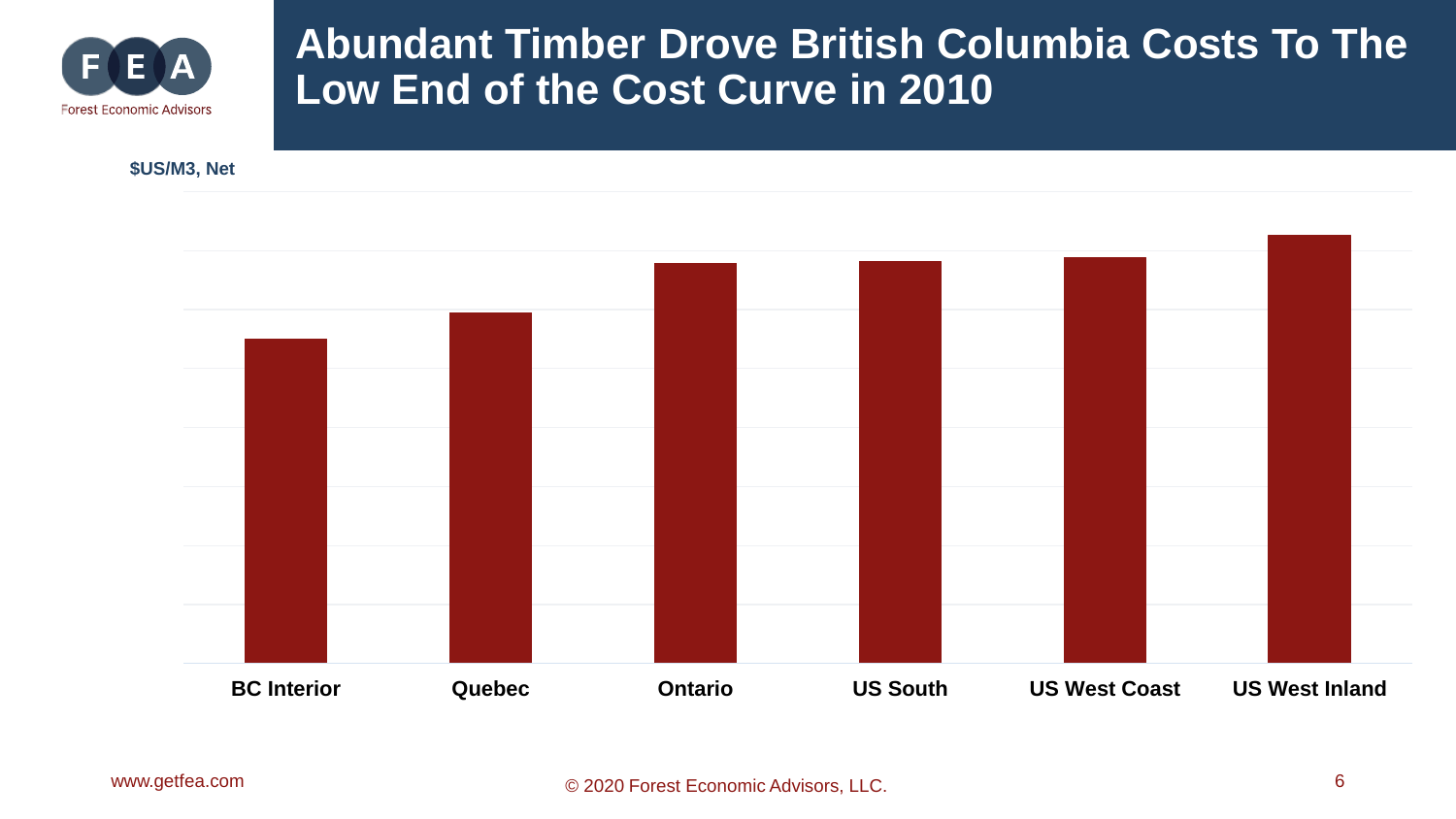# Abundant Timber Drove British Columbia Costs To The Low End of the Cost Curve in 2010

$US/M3, Net

BC Interior

Quebec

Ontario

US South

US West Coast

US West Inland

www.getfea.com

© 2020 Forest Economic Advisors, LLC.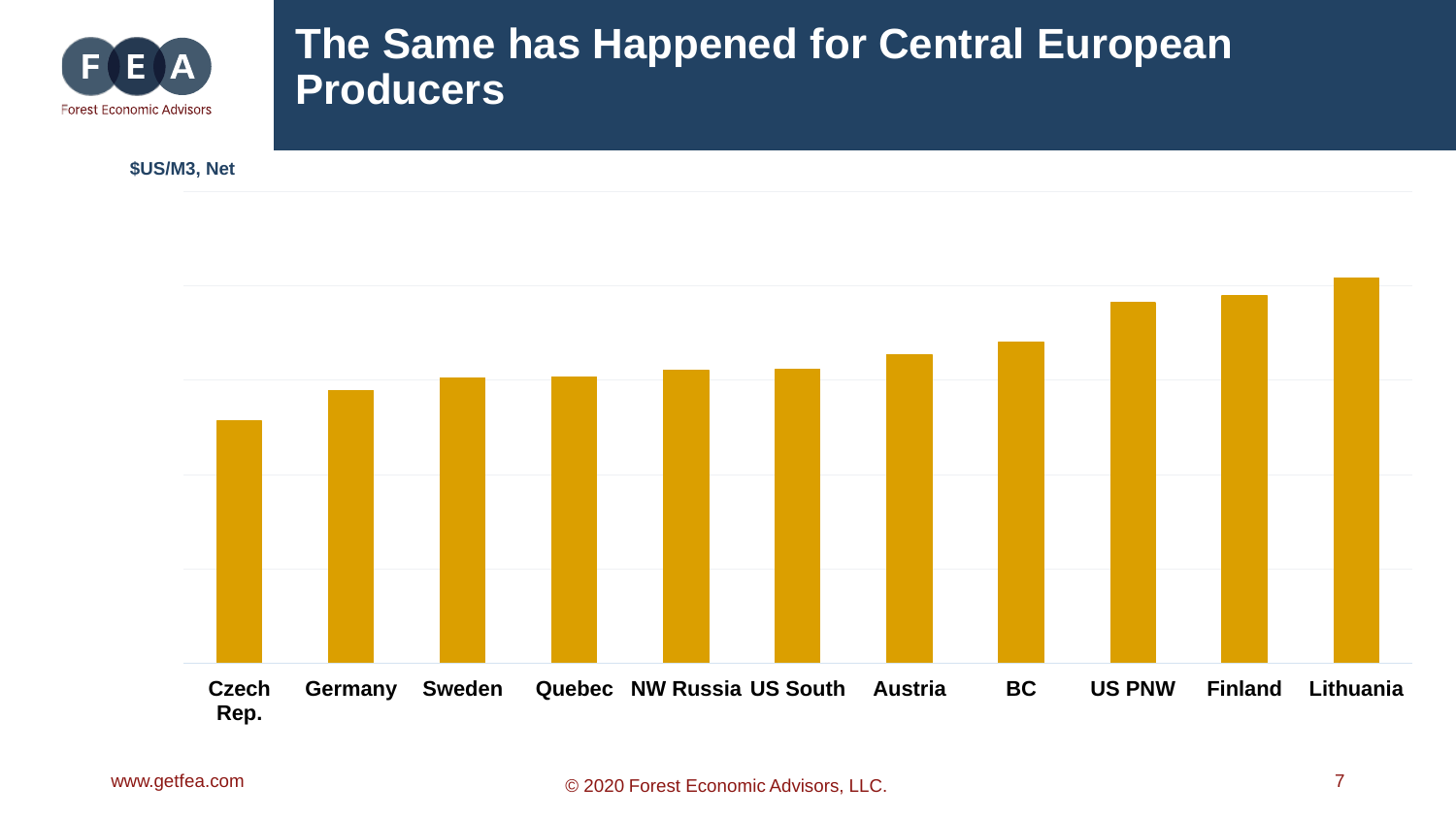# The Same has Happened for Central European Producers

$US/M3, Net

Czech Rep.
Germany
Sweden
Quebec
NW Russia
US South
Austria
BC
US PNW
Finland
Lithuania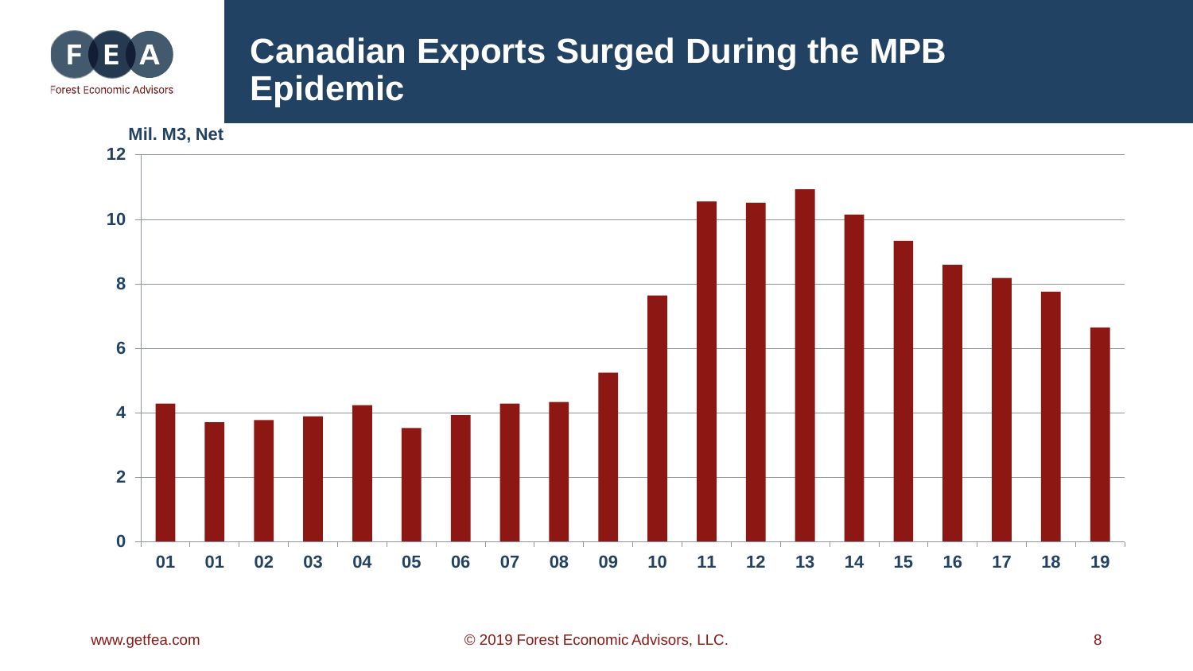# Canadian Exports Surged During the MPB Epidemic

Mil. M3, Net

12
10
8
6
4
2
0

01 01 02 03 04 05 06 07 08 09 10 11 12 13 14 15 16 17 18 19

www.getfea.com

© 2019 Forest Economic Advisors, LLC.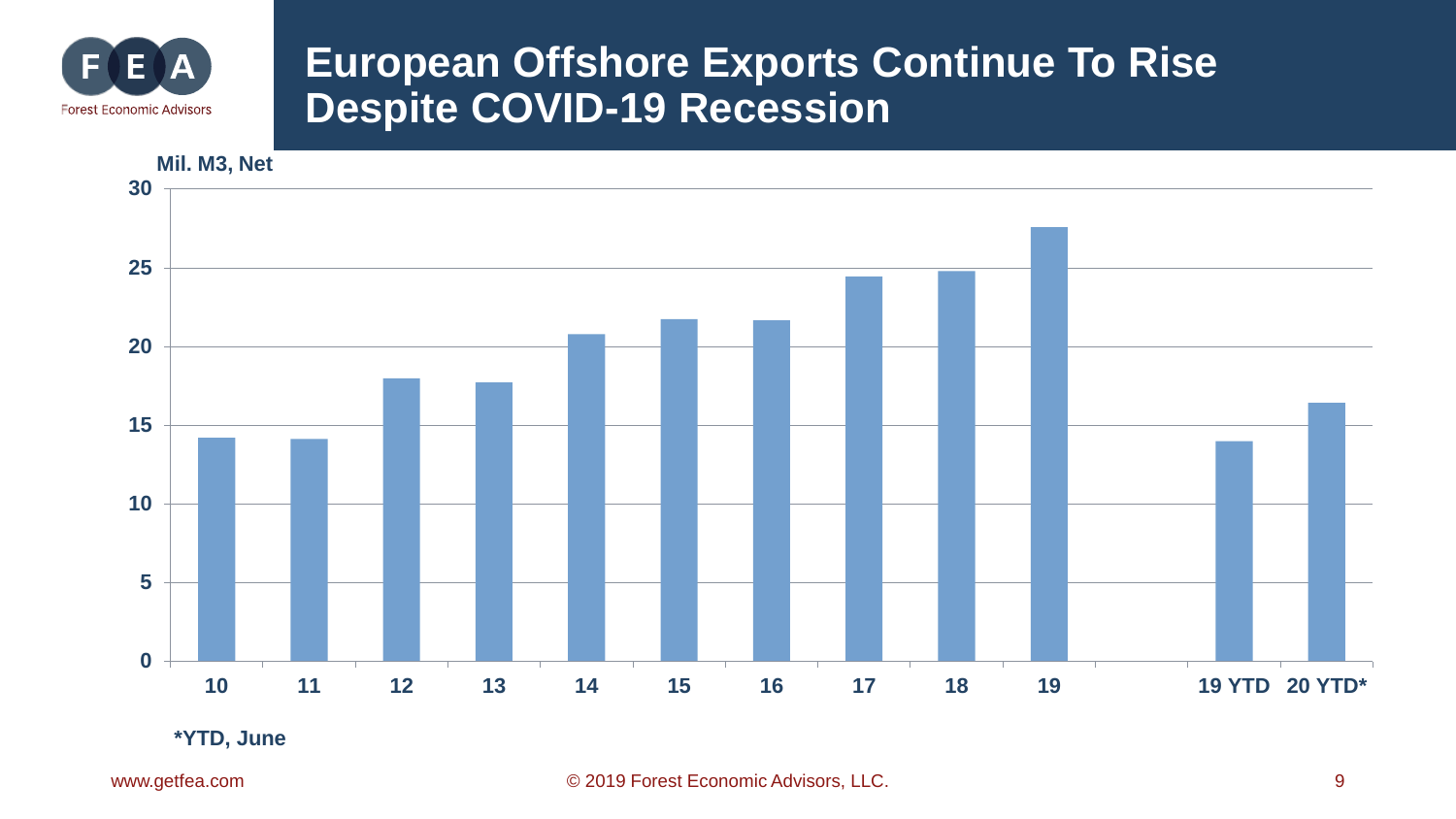# European Offshore Exports Continue To Rise Despite COVID-19 Recession

Mil. M3, Net

30
25
20
15
10
5
0

10 11 12 13 14 15 16 17 18 19 19 YTD 20 YTD*

*YTD, June

www.getfea.com

© 2019 Forest Economic Advisors, LLC.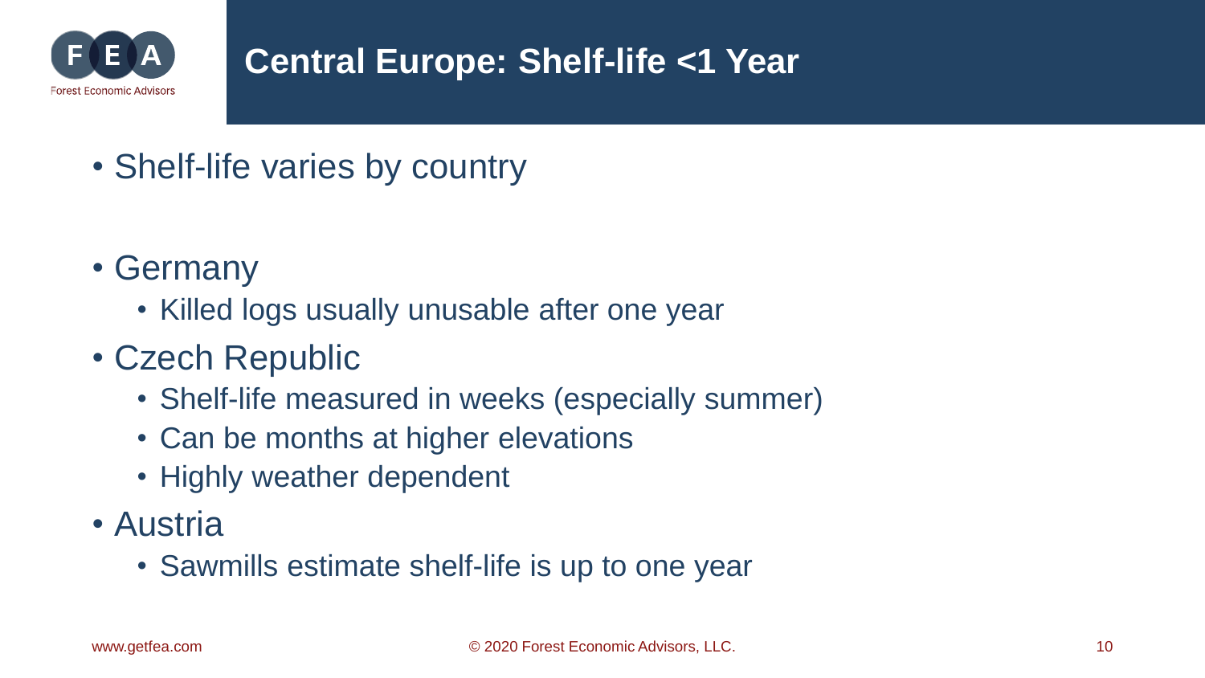# Central Europe: Shelf-life <1 Year

- Shelf-life varies by country

- Germany
  - Killed logs usually unusable after one year
- Czech Republic
  - Shelf-life measured in weeks (especially summer)
  - Can be months at higher elevations
  - Highly weather dependent
- Austria
  - Sawmills estimate shelf-life is up to one year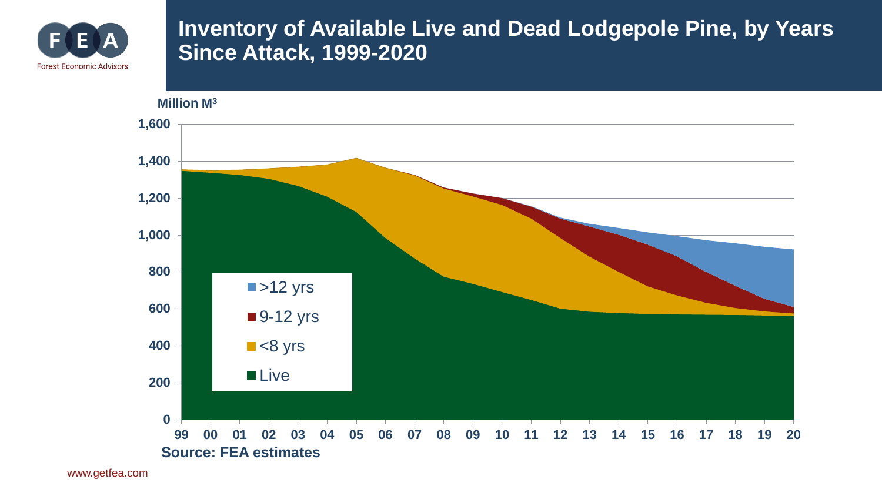Forest Economic Advisors

# Inventory of Available Live and Dead Lodgepole Pine, by Years Since Attack, 1999-2020

Million M$^3$

1,600
1,400
1,200
1,000
800
600
400
200
0

99 00 01 02 03 04 05 06 07 08 09 10 11 12 13 14 15 16 17 18 19 20

>12 yrs
9-12 yrs
<8 yrs
Live

**Source: FEA estimates**

www.getfea.com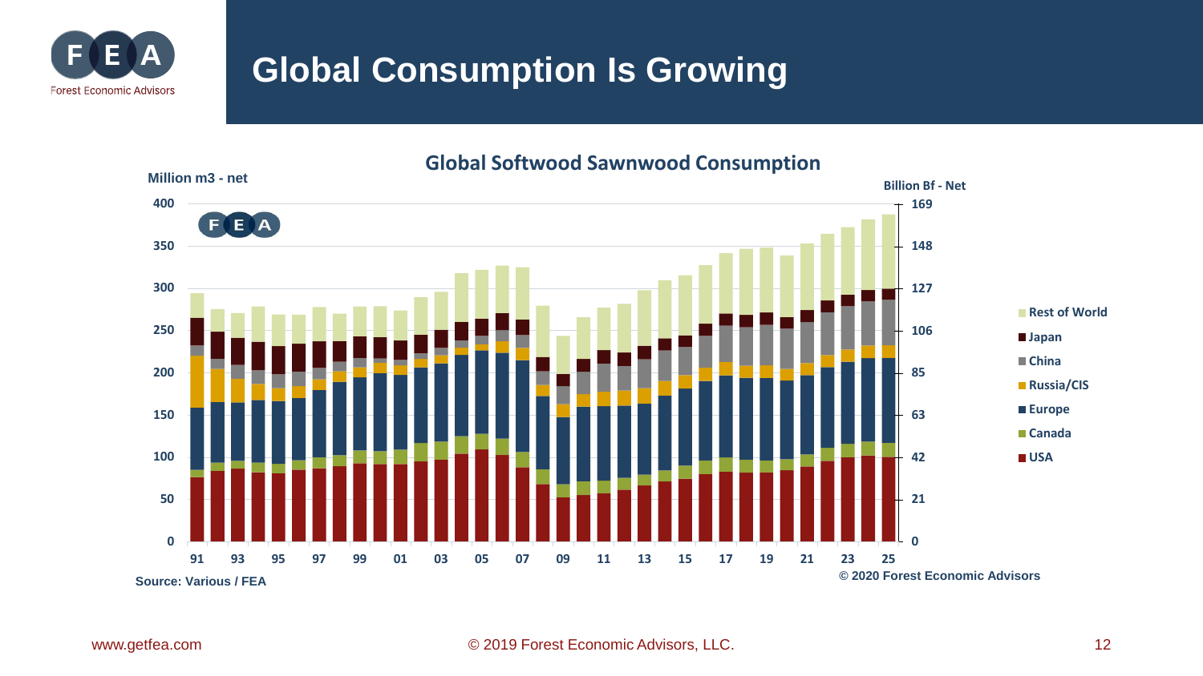# Global Consumption Is Growing

**Global Softwood Sawnwood Consumption**

Million m3 - net

Billion Bf - Net

400, 350, 300, 250, 200, 150, 100, 50, 0

169, 148, 127, 106, 85, 63, 42, 21, 0

91, 93, 95, 97, 99, 01, 03, 05, 07, 09, 11, 13, 15, 17, 19, 21, 23, 25

Rest of World
Japan
China
Russia/CIS
Europe
Canada
USA

Source: Various / FEA

© 2020 Forest Economic Advisors

www.getfea.com

© 2019 Forest Economic Advisors, LLC.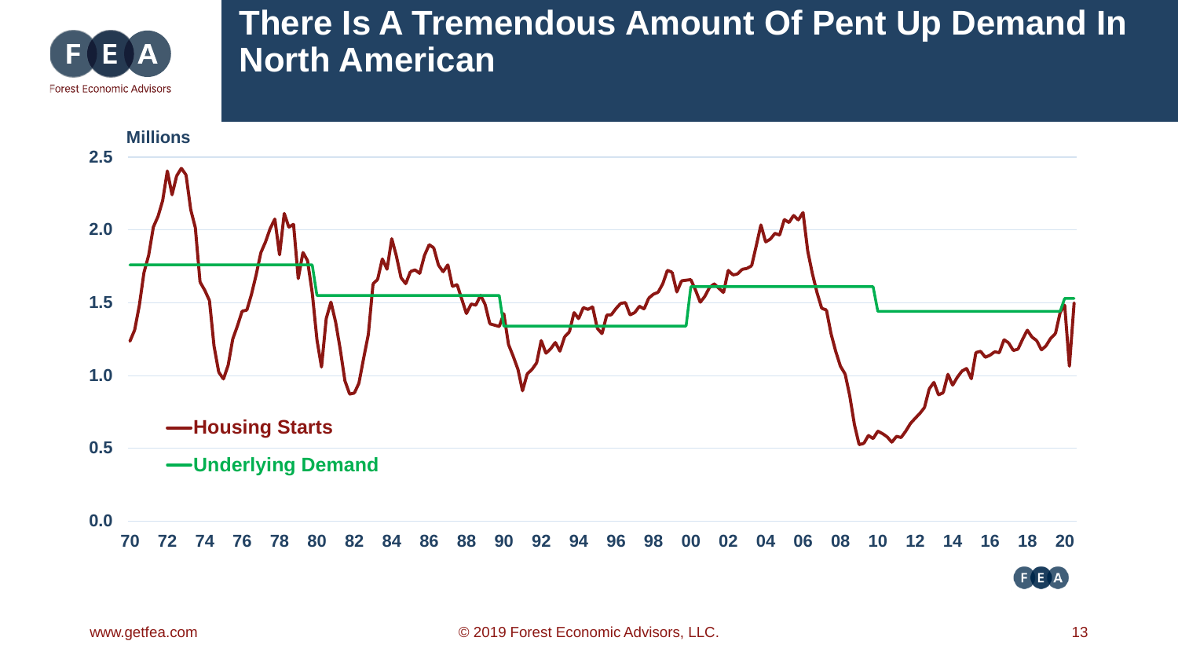# There Is A Tremendous Amount Of Pent Up Demand In North American

Millions

2.5

2.0

1.5

1.0

0.5

0.0

70 72 74 76 78 80 82 84 86 88 90 92 94 96 98 00 02 04 06 08 10 12 14 16 18 20

Housing Starts

Underlying Demand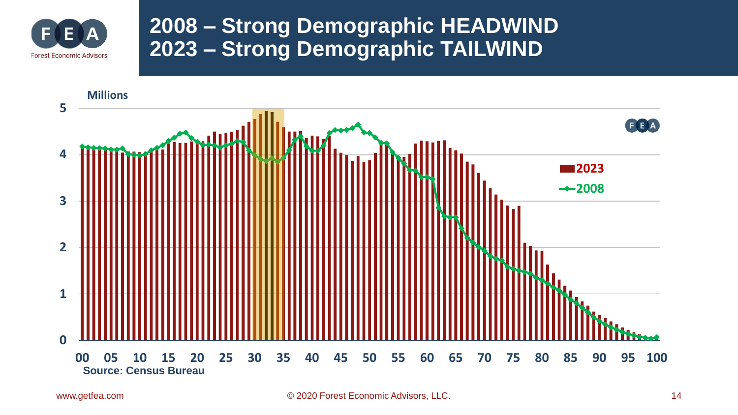# 2008 – Strong Demographic HEADWIND
# 2023 – Strong Demographic TAILWIND

Millions

5
4
3
2
1
0

00 05 10 15 20 25 30 35 40 45 50 55 60 65 70 75 80 85 90 95 100

2023
2008

Source: Census Bureau

www.getfea.com

© 2020 Forest Economic Advisors, LLC.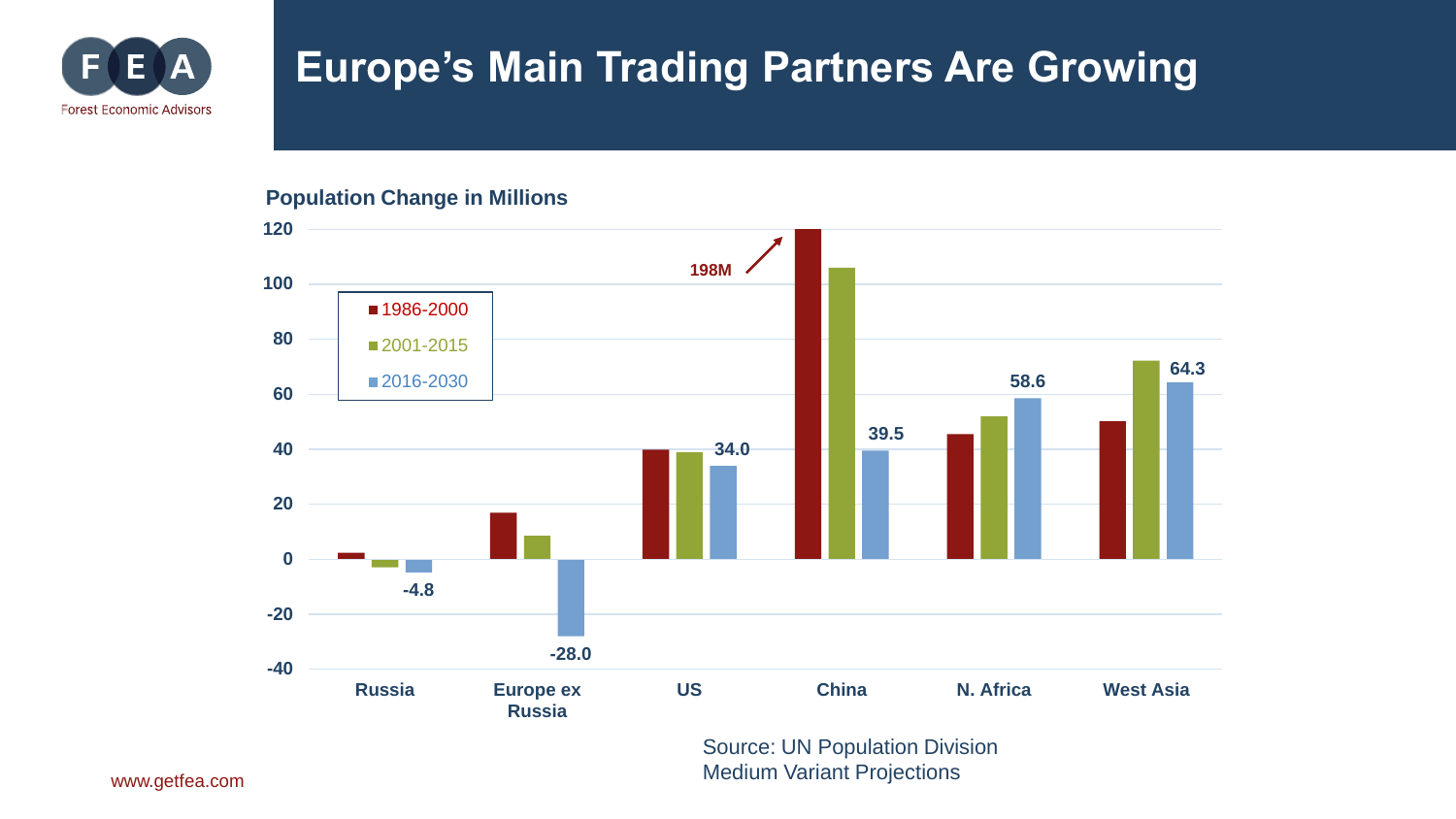# Europe's Main Trading Partners Are Growing

Population Change in Millions

120
100
80
60
40
20
0
-20
-40

1986-2000
2001-2015
2016-2030

198M

-4.8
-28.0
34.0
39.5
58.6
64.3

Russia
Europe ex Russia
US
China
N. Africa
West Asia

Source: UN Population Division
Medium Variant Projections

www.getfea.com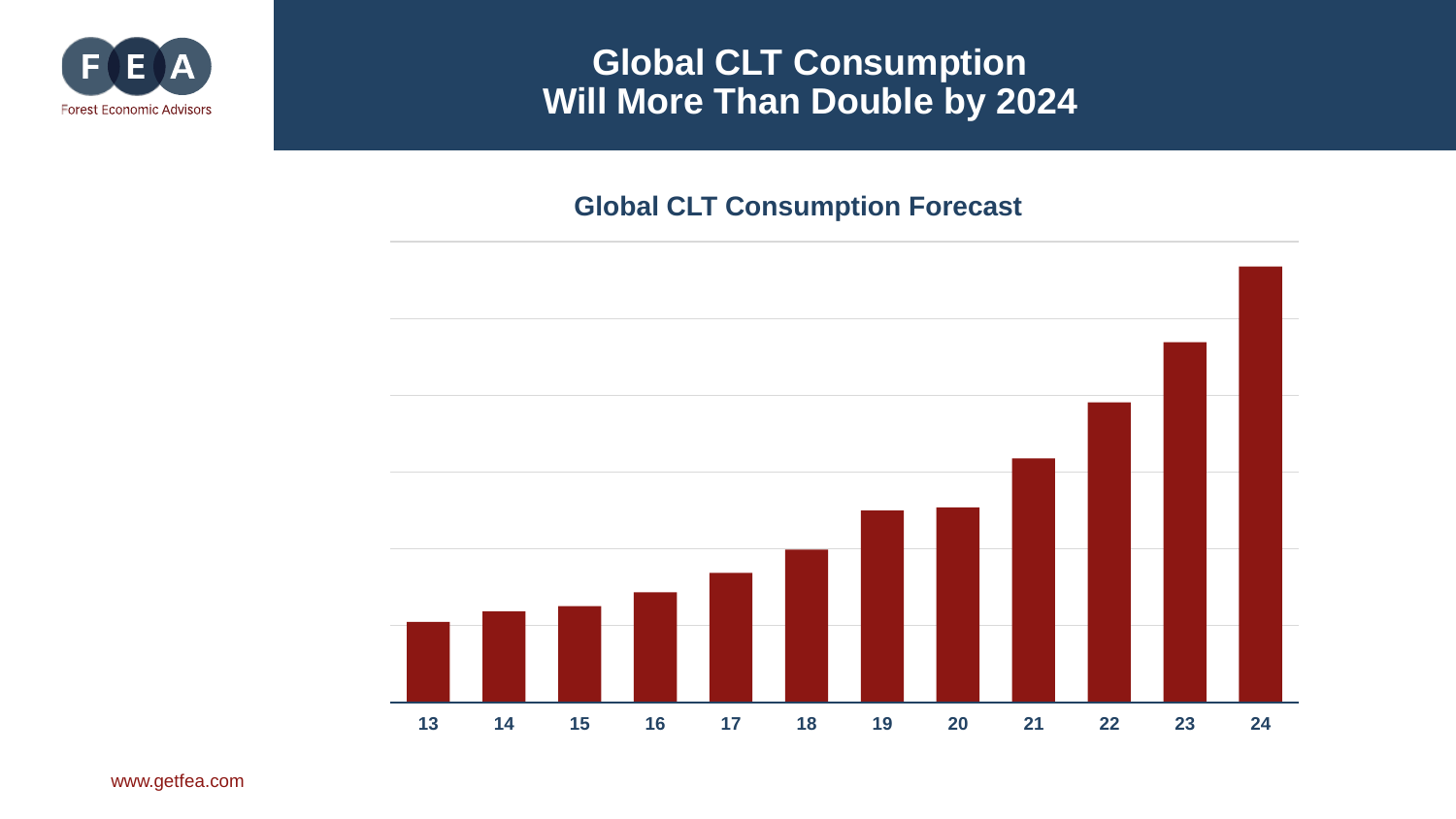# Global CLT Consumption Will More Than Double by 2024

## Global CLT Consumption Forecast

13
14
15
16
17
18
19
20
21
22
23
24

www.getfea.com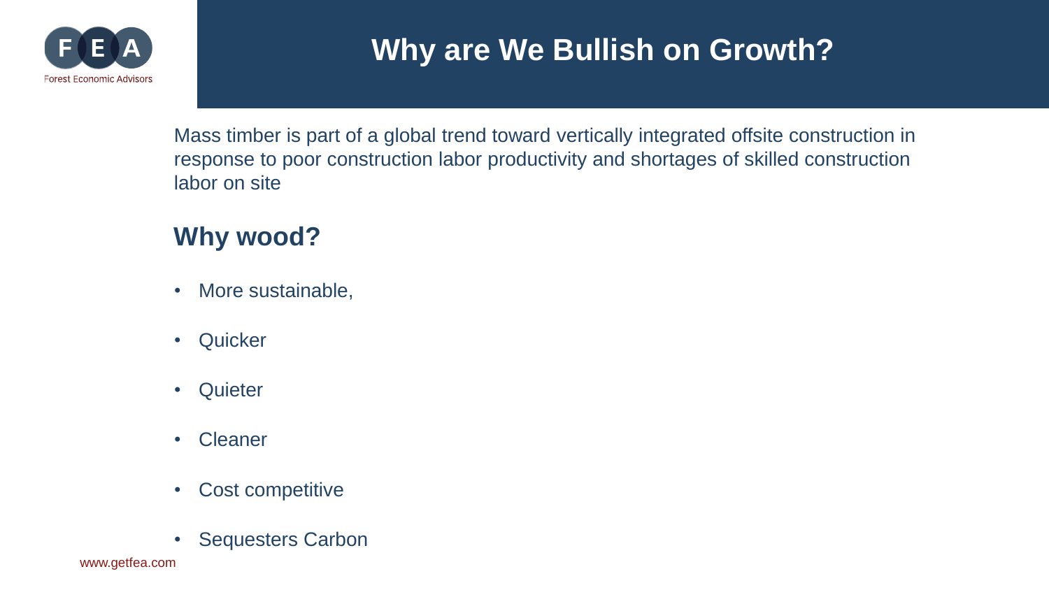# Why are We Bullish on Growth?

Mass timber is part of a global trend toward vertically integrated offsite construction in response to poor construction labor productivity and shortages of skilled construction labor on site

## Why wood?

- More sustainable,
- Quicker
- Quieter
- Cleaner
- Cost competitive
- Sequesters Carbon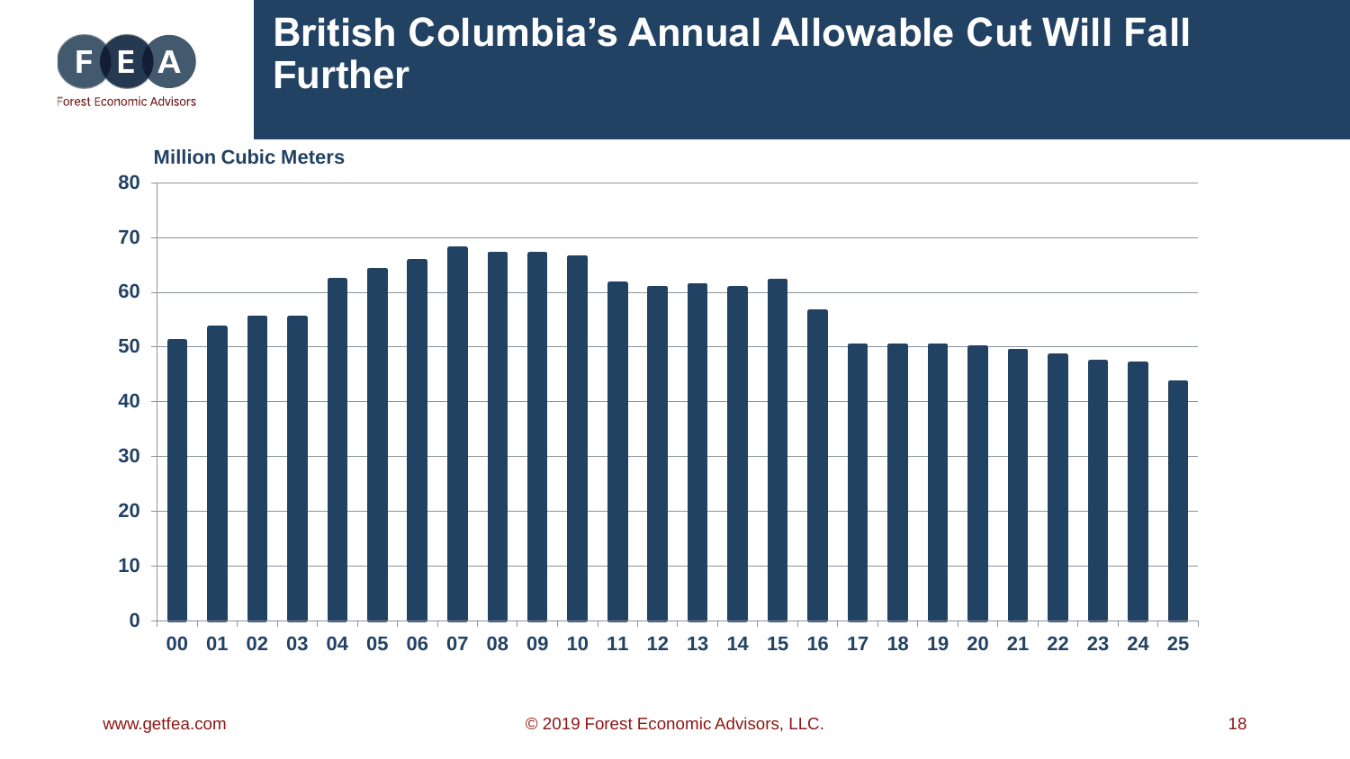# British Columbia's Annual Allowable Cut Will Fall Further

Million Cubic Meters

80
70
60
50
40
30
20
10
0

00 01 02 03 04 05 06 07 08 09 10 11 12 13 14 15 16 17 18 19 20 21 22 23 24 25

www.getfea.com

© 2019 Forest Economic Advisors, LLC.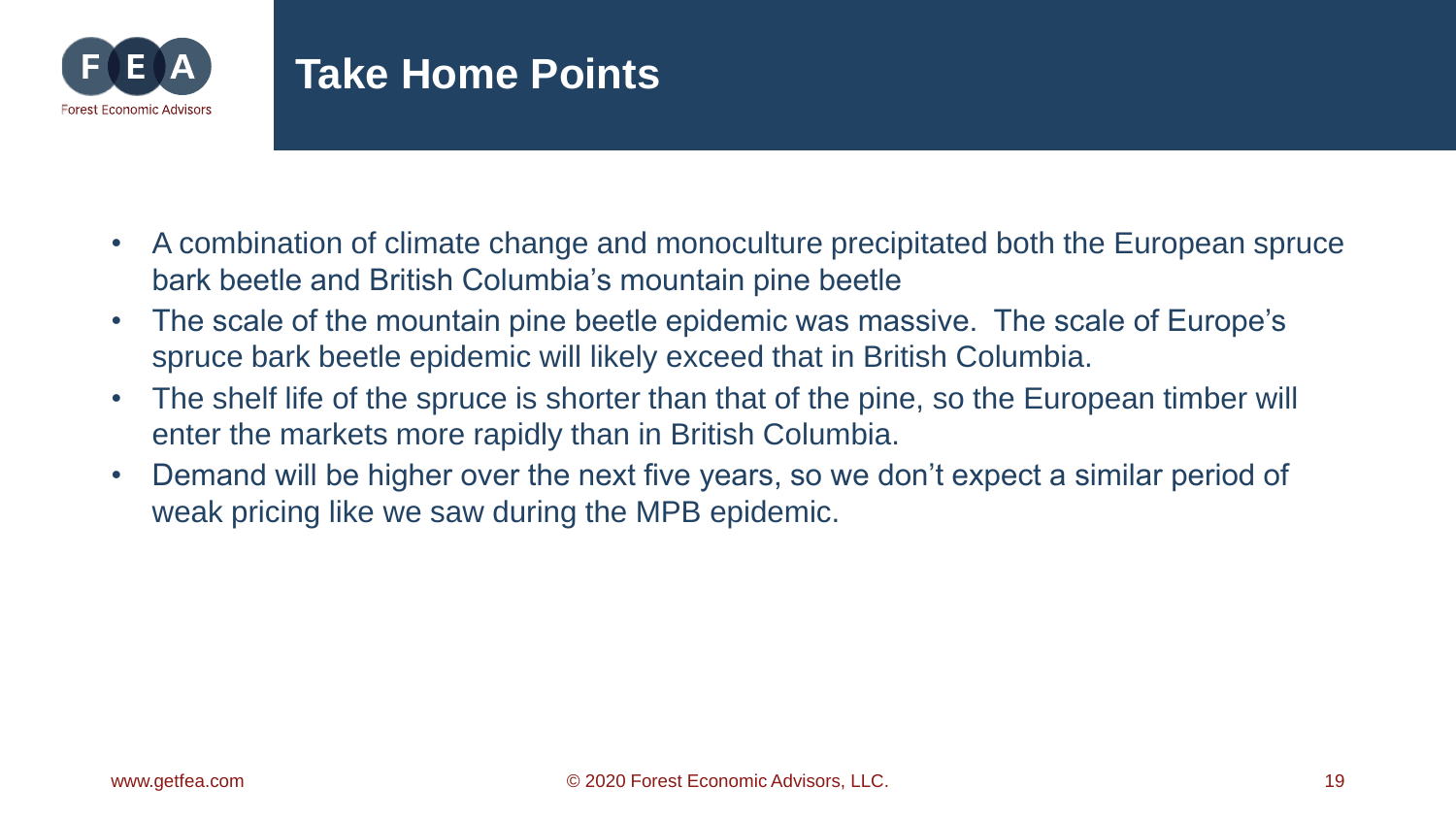# Take Home Points

- A combination of climate change and monoculture precipitated both the European spruce bark beetle and British Columbia's mountain pine beetle
- The scale of the mountain pine beetle epidemic was massive. The scale of Europe's spruce bark beetle epidemic will likely exceed that in British Columbia.
- The shelf life of the spruce is shorter than that of the pine, so the European timber will enter the markets more rapidly than in British Columbia.
- Demand will be higher over the next five years, so we don't expect a similar period of weak pricing like we saw during the MPB epidemic.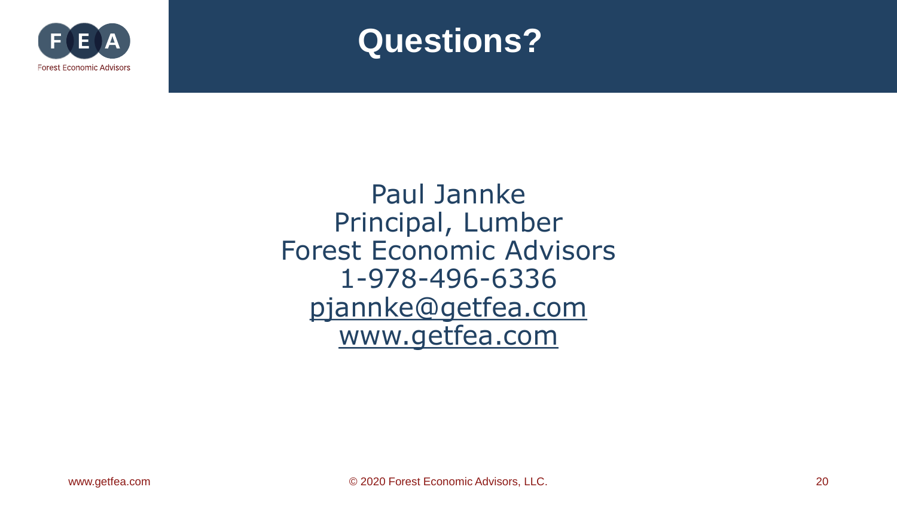# Questions?

Paul Jannke
Principal, Lumber
Forest Economic Advisors
1-978-496-6336
pjannke@getfea.com
www.getfea.com